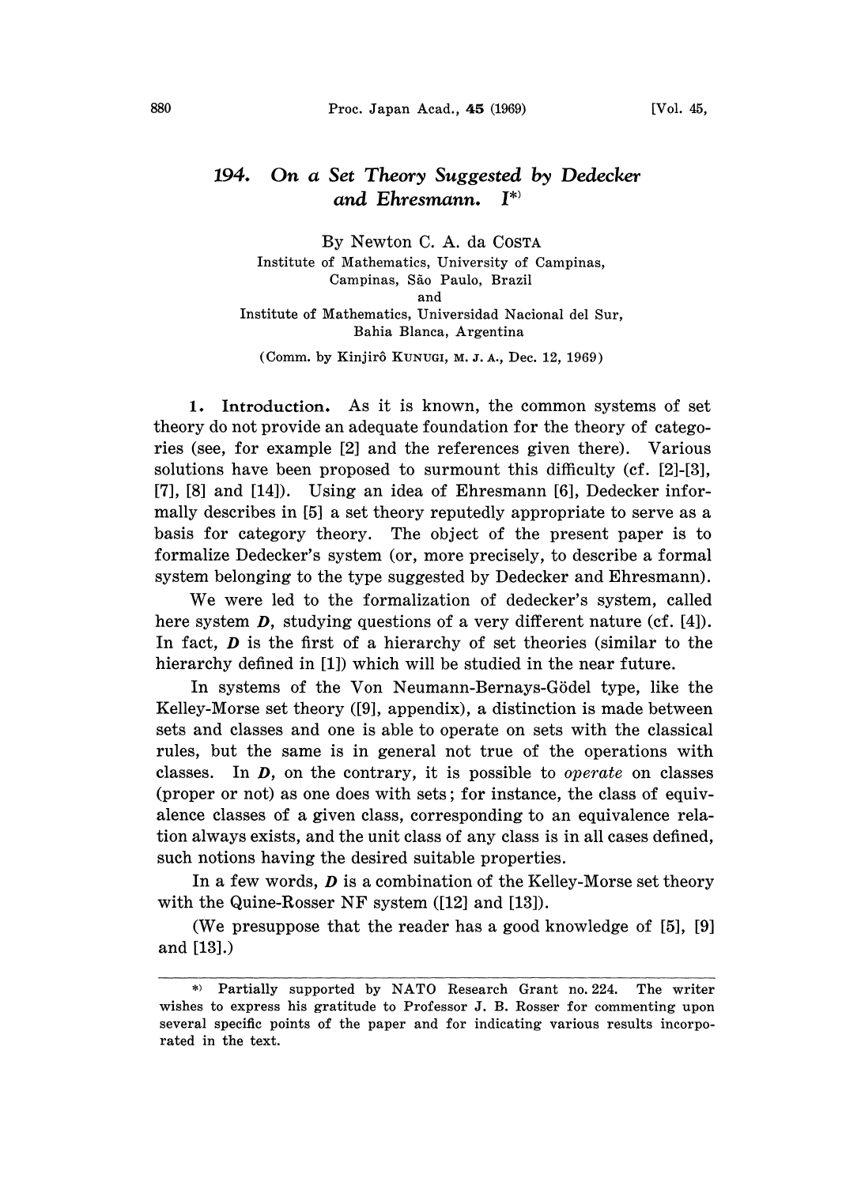# 194. On a Set Theory Suggested by Dedecker and Ehresmann. I*)

By Newton C. A. da COSTA

Institute of Mathematics, University of Campinas,
Campinas, São Paulo, Brazil
and
Institute of Mathematics, Universidad Nacional del Sur,
Bahia Blanca, Argentina

(Comm. by Kinjirô KUNUGI, M. J. A., Dec. 12, 1969)

**1. Introduction.** As it is known, the common systems of set theory do not provide an adequate foundation for the theory of categories (see, for example [2] and the references given there). Various solutions have been proposed to surmount this difficulty (cf. [2]-[3], [7], [8] and [14]). Using an idea of Ehresmann [6], Dedecker informally describes in [5] a set theory reputedly appropriate to serve as a basis for category theory. The object of the present paper is to formalize Dedecker's system (or, more precisely, to describe a formal system belonging to the type suggested by Dedecker and Ehresmann).

We were led to the formalization of dedecker's system, called here system ***D***, studying questions of a very different nature (cf. [4]). In fact, ***D*** is the first of a hierarchy of set theories (similar to the hierarchy defined in [1]) which will be studied in the near future.

In systems of the Von Neumann-Bernays-Gödel type, like the Kelley-Morse set theory ([9], appendix), a distinction is made between sets and classes and one is able to operate on sets with the classical rules, but the same is in general not true of the operations with classes. In ***D***, on the contrary, it is possible to *operate* on classes (proper or not) as one does with sets; for instance, the class of equivalence classes of a given class, corresponding to an equivalence relation always exists, and the unit class of any class is in all cases defined, such notions having the desired suitable properties.

In a few words, ***D*** is a combination of the Kelley-Morse set theory with the Quine-Rosser NF system ([12] and [13]).

(We presuppose that the reader has a good knowledge of [5], [9] and [13].)

---

*) Partially supported by NATO Research Grant no. 224. The writer wishes to express his gratitude to Professor J. B. Rosser for commenting upon several specific points of the paper and for indicating various results incorporated in the text.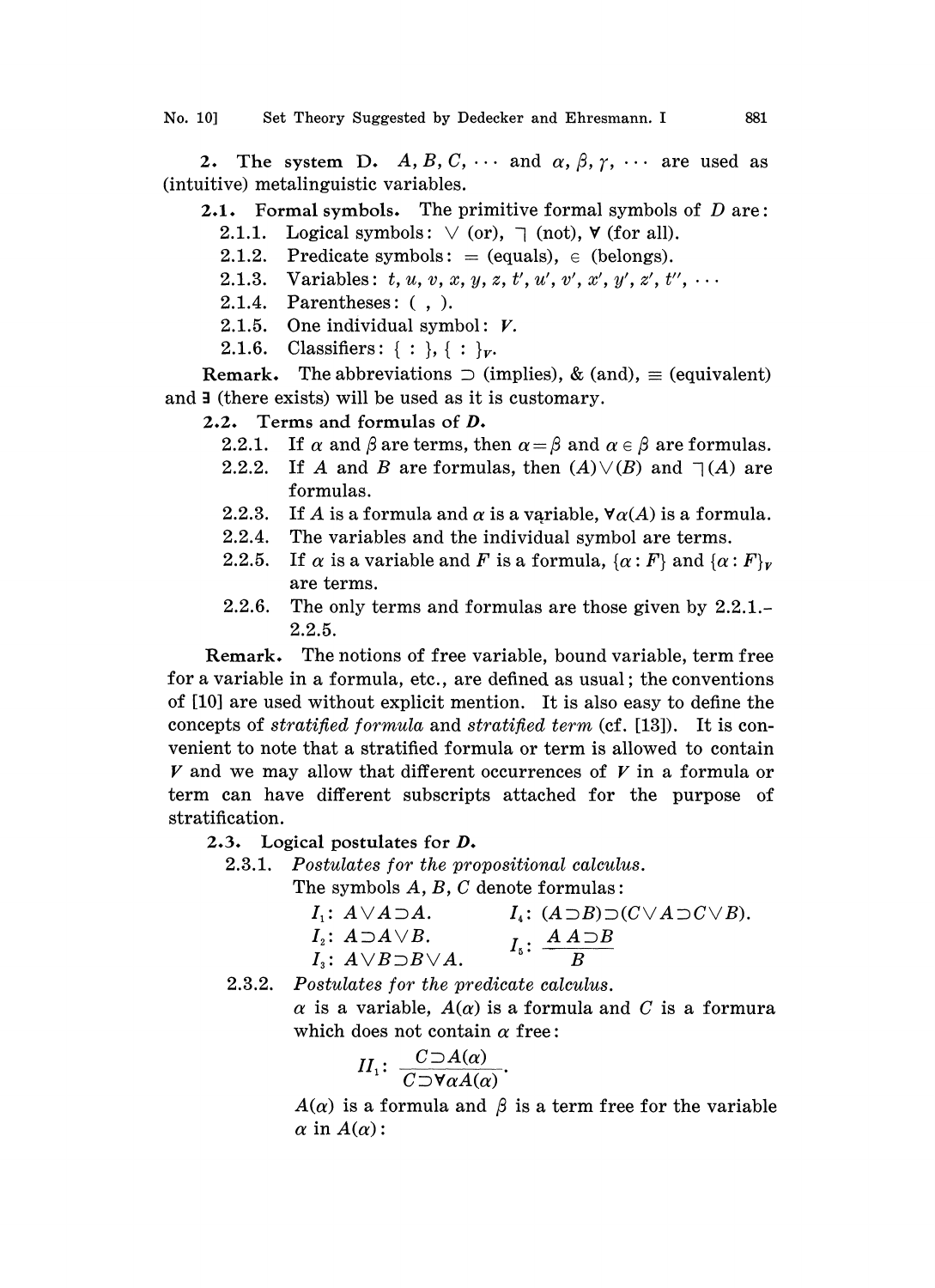**2. The system D.** $A, B, C, \cdots$ and $\alpha, \beta, \gamma, \cdots$ are used as (intuitive) metalinguistic variables.

**2.1. Formal symbols.** The primitive formal symbols of $D$ are:

2.1.1. Logical symbols: $\vee$ (or), $\neg$ (not), $\forall$ (for all).

2.1.2. Predicate symbols: $=$ (equals), $\in$ (belongs).

2.1.3. Variables: $t, u, v, x, y, z, t', u', v', x', y', z', t'', \cdots$

2.1.4. Parentheses: ( , ).

2.1.5. One individual symbol: $V$.

2.1.6. Classifiers: $\{ : \}$, $\{ : \}_V$.

**Remark.** The abbreviations $\supset$ (implies), & (and), $\equiv$ (equivalent) and $\exists$ (there exists) will be used as it is customary.

**2.2. Terms and formulas of $D$.**

2.2.1. If $\alpha$ and $\beta$ are terms, then $\alpha = \beta$ and $\alpha \in \beta$ are formulas.

2.2.2. If $A$ and $B$ are formulas, then $(A) \vee (B)$ and $\neg(A)$ are formulas.

2.2.3. If $A$ is a formula and $\alpha$ is a variable, $\forall\alpha(A)$ is a formula.

2.2.4. The variables and the individual symbol are terms.

2.2.5. If $\alpha$ is a variable and $F$ is a formula, $\{\alpha : F\}$ and $\{\alpha : F\}_V$ are terms.

2.2.6. The only terms and formulas are those given by 2.2.1.–2.2.5.

**Remark.** The notions of free variable, bound variable, term free for a variable in a formula, etc., are defined as usual; the conventions of [10] are used without explicit mention. It is also easy to define the concepts of *stratified formula* and *stratified term* (cf. [13]). It is convenient to note that a stratified formula or term is allowed to contain $V$ and we may allow that different occurrences of $V$ in a formula or term can have different subscripts attached for the purpose of stratification.

**2.3. Logical postulates for $D$.**

2.3.1. *Postulates for the propositional calculus.*

The symbols $A, B, C$ denote formulas:

$I_1$: $A \vee A \supset A$.

$I_2$: $A \supset A \vee B$.

$I_3$: $A \vee B \supset B \vee A$.

$I_4$: $(A \supset B) \supset (C \vee A \supset C \vee B)$.

$$I_5: \frac{A \quad A \supset B}{B}$$

2.3.2. *Postulates for the predicate calculus.*

$\alpha$ is a variable, $A(\alpha)$ is a formula and $C$ is a formura which does not contain $\alpha$ free:

$$II_1: \frac{C \supset A(\alpha)}{C \supset \forall\alpha A(\alpha)}.$$

$A(\alpha)$ is a formula and $\beta$ is a term free for the variable $\alpha$ in $A(\alpha)$: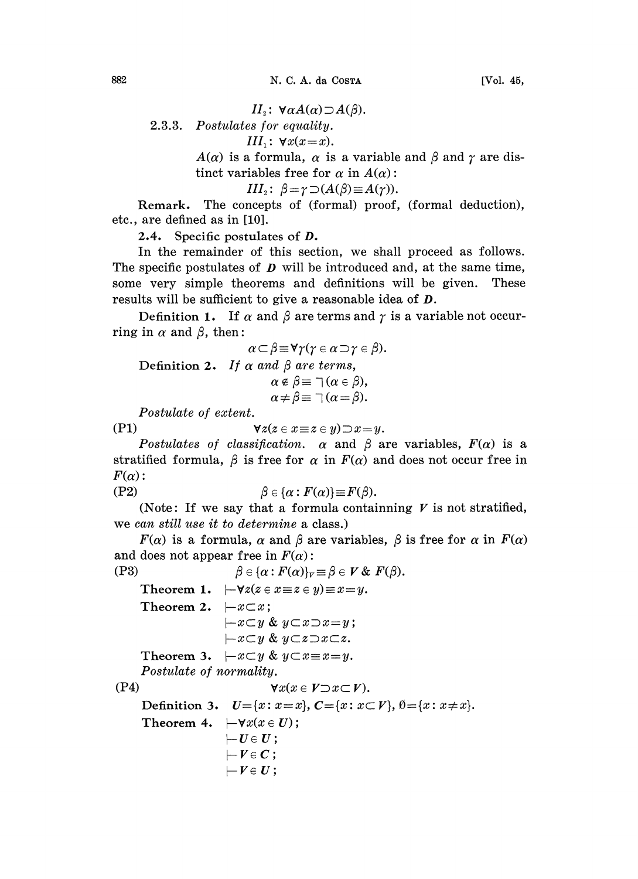$II_2$: $\forall \alpha A(\alpha) \supset A(\beta)$.

2.3.3. *Postulates for equality.*

$III_1$: $\forall x(x=x)$.

$A(\alpha)$ is a formula, $\alpha$ is a variable and $\beta$ and $\gamma$ are distinct variables free for $\alpha$ in $A(\alpha)$:

$III_2$: $\beta=\gamma \supset (A(\beta) \equiv A(\gamma))$.

**Remark.** The concepts of (formal) proof, (formal deduction), etc., are defined as in [10].

**2.4. Specific postulates of *D*.**

In the remainder of this section, we shall proceed as follows. The specific postulates of ***D*** will be introduced and, at the same time, some very simple theorems and definitions will be given. These results will be sufficient to give a reasonable idea of ***D***.

**Definition 1.** If $\alpha$ and $\beta$ are terms and $\gamma$ is a variable not occurring in $\alpha$ and $\beta$, then:

$$\alpha \subset \beta \equiv \forall \gamma(\gamma \in \alpha \supset \gamma \in \beta).$$

**Definition 2.** *If $\alpha$ and $\beta$ are terms,*

$$\alpha \notin \beta \equiv \neg(\alpha \in \beta),$$
$$\alpha \neq \beta \equiv \neg(\alpha = \beta).$$

*Postulate of extent.*

(P1) $$\forall z(z \in x \equiv z \in y) \supset x=y.$$

*Postulates of classification.* $\alpha$ and $\beta$ are variables, $F(\alpha)$ is a stratified formula, $\beta$ is free for $\alpha$ in $F(\alpha)$ and does not occur free in $F(\alpha)$:

(P2) $$\beta \in \{\alpha : F(\alpha)\} \equiv F(\beta).$$

(Note: If we say that a formula containning $\boldsymbol{V}$ is not stratified, we *can still use it to determine* a class.)

$F(\alpha)$ is a formula, $\alpha$ and $\beta$ are variables, $\beta$ is free for $\alpha$ in $F(\alpha)$ and does not appear free in $F(\alpha)$:

(P3) $$\beta \in \{\alpha : F(\alpha)\}_{V} \equiv \beta \in \boldsymbol{V} \,\&\, F(\beta).$$

**Theorem 1.** $\vdash \forall z(z \in x \equiv z \in y) \equiv x=y.$

**Theorem 2.** $\vdash x \subset x;$

$\vdash x \subset y \,\&\, y \subset x \supset x=y;$

$\vdash x \subset y \,\&\, y \subset z \supset x \subset z.$

**Theorem 3.** $\vdash x \subset y \,\&\, y \subset x \equiv x=y.$

*Postulate of normality.*

(P4) $$\forall x(x \in \boldsymbol{V} \supset x \subset \boldsymbol{V}).$$

**Definition 3.** $\boldsymbol{U}=\{x : x=x\}$, $\boldsymbol{C}=\{x : x \subset \boldsymbol{V}\}$, $\emptyset=\{x : x \neq x\}$.

**Theorem 4.** $\vdash \forall x(x \in \boldsymbol{U});$

$\vdash \boldsymbol{U} \in \boldsymbol{U};$

$\vdash \boldsymbol{V} \in \boldsymbol{C};$

$\vdash \boldsymbol{V} \in \boldsymbol{U};$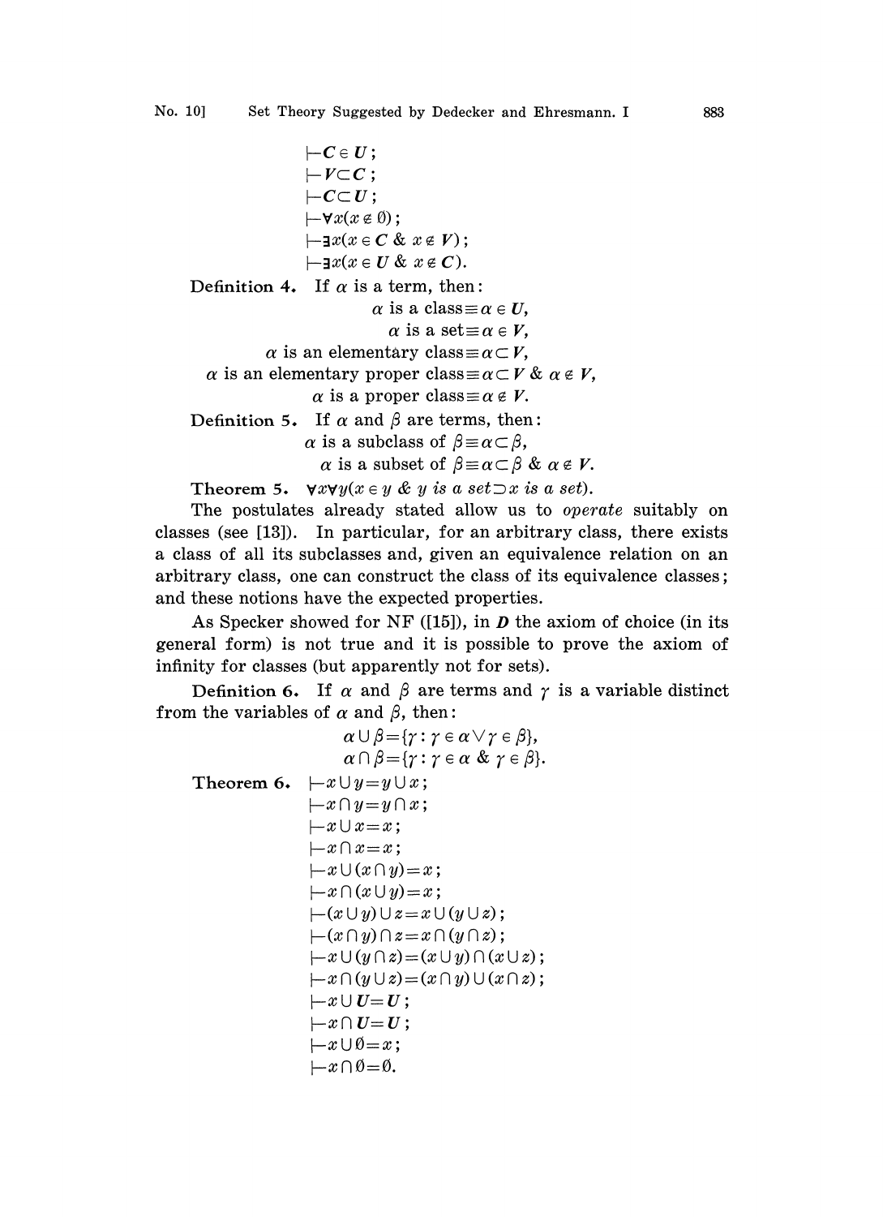$\vdash \boldsymbol{C} \in \boldsymbol{U}$;
$\vdash \boldsymbol{V} \subset \boldsymbol{C}$;
$\vdash \boldsymbol{C} \subset \boldsymbol{U}$;
$\vdash \forall x(x \notin \emptyset)$;
$\vdash \exists x(x \in \boldsymbol{C} \ \& \ x \notin \boldsymbol{V})$;
$\vdash \exists x(x \in \boldsymbol{U} \ \& \ x \notin \boldsymbol{C})$.

**Definition 4.** If $\alpha$ is a term, then:

$$\alpha \text{ is a class} \equiv \alpha \in \boldsymbol{U},$$
$$\alpha \text{ is a set} \equiv \alpha \in \boldsymbol{V},$$
$$\alpha \text{ is an elementary class} \equiv \alpha \subset \boldsymbol{V},$$
$$\alpha \text{ is an elementary proper class} \equiv \alpha \subset \boldsymbol{V} \ \& \ \alpha \notin \boldsymbol{V},$$
$$\alpha \text{ is a proper class} \equiv \alpha \notin \boldsymbol{V}.$$

**Definition 5.** If $\alpha$ and $\beta$ are terms, then:

$$\alpha \text{ is a subclass of } \beta \equiv \alpha \subset \beta,$$
$$\alpha \text{ is a subset of } \beta \equiv \alpha \subset \beta \ \& \ \alpha \notin \boldsymbol{V}.$$

**Theorem 5.** $\forall x \forall y(x \in y \ \& \ y \textit{ is a set} \supset x \textit{ is a set})$.

The postulates already stated allow us to *operate* suitably on classes (see [13]). In particular, for an arbitrary class, there exists a class of all its subclasses and, given an equivalence relation on an arbitrary class, one can construct the class of its equivalence classes; and these notions have the expected properties.

As Specker showed for NF ([15]), in $\boldsymbol{D}$ the axiom of choice (in its general form) is not true and it is possible to prove the axiom of infinity for classes (but apparently not for sets).

**Definition 6.** If $\alpha$ and $\beta$ are terms and $\gamma$ is a variable distinct from the variables of $\alpha$ and $\beta$, then:

$$\alpha \cup \beta = \{\gamma : \gamma \in \alpha \vee \gamma \in \beta\},$$
$$\alpha \cap \beta = \{\gamma : \gamma \in \alpha \ \& \ \gamma \in \beta\}.$$

**Theorem 6.** $\vdash x \cup y = y \cup x$;
$\vdash x \cap y = y \cap x$;
$\vdash x \cup x = x$;
$\vdash x \cap x = x$;
$\vdash x \cup (x \cap y) = x$;
$\vdash x \cap (x \cup y) = x$;
$\vdash (x \cup y) \cup z = x \cup (y \cup z)$;
$\vdash (x \cap y) \cap z = x \cap (y \cap z)$;
$\vdash x \cup (y \cap z) = (x \cup y) \cap (x \cup z)$;
$\vdash x \cap (y \cup z) = (x \cap y) \cup (x \cap z)$;
$\vdash x \cup \boldsymbol{U} = \boldsymbol{U}$;
$\vdash x \cap \boldsymbol{U} = \boldsymbol{U}$;
$\vdash x \cup \emptyset = x$;
$\vdash x \cap \emptyset = \emptyset$.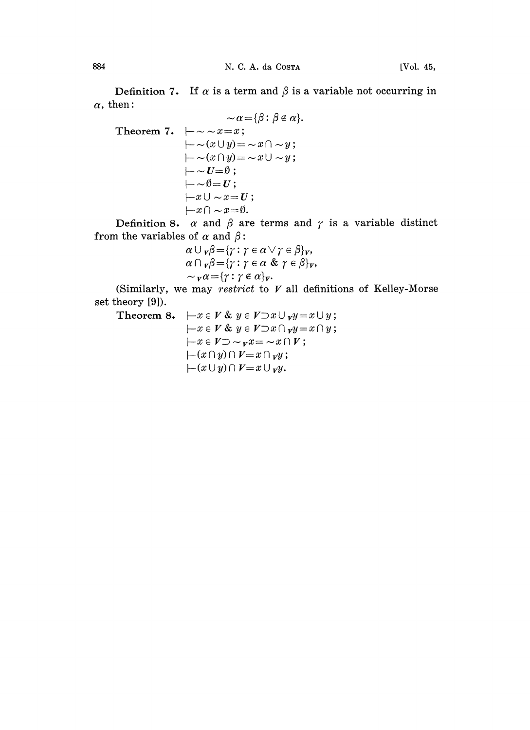**Definition 7.** If $\alpha$ is a term and $\beta$ is a variable not occurring in $\alpha$, then:

$$\sim\alpha=\{\beta : \beta \notin \alpha\}.$$

**Theorem 7.**

$$\vdash \sim\sim x = x;$$
$$\vdash \sim(x \cup y) = \sim x \cap \sim y;$$
$$\vdash \sim(x \cap y) = \sim x \cup \sim y;$$
$$\vdash \sim \boldsymbol{U} = \emptyset;$$
$$\vdash \sim \emptyset = \boldsymbol{U};$$
$$\vdash x \cup \sim x = \boldsymbol{U};$$
$$\vdash x \cap \sim x = \emptyset.$$

**Definition 8.** $\alpha$ and $\beta$ are terms and $\gamma$ is a variable distinct from the variables of $\alpha$ and $\beta$:

$$\alpha \cup_{\boldsymbol{V}} \beta = \{\gamma : \gamma \in \alpha \vee \gamma \in \beta\}_{\boldsymbol{V}},$$
$$\alpha \cap_{\boldsymbol{V}} \beta = \{\gamma : \gamma \in \alpha \ \& \ \gamma \in \beta\}_{\boldsymbol{V}},$$
$$\sim_{\boldsymbol{V}} \alpha = \{\gamma : \gamma \notin \alpha\}_{\boldsymbol{V}}.$$

(Similarly, we may *restrict* to $\boldsymbol{V}$ all definitions of Kelley-Morse set theory [9]).

**Theorem 8.**

$$\vdash x \in \boldsymbol{V} \ \& \ y \in \boldsymbol{V} \supset x \cup_{\boldsymbol{V}} y = x \cup y;$$
$$\vdash x \in \boldsymbol{V} \ \& \ y \in \boldsymbol{V} \supset x \cap_{\boldsymbol{V}} y = x \cap y;$$
$$\vdash x \in \boldsymbol{V} \supset \sim_{\boldsymbol{V}} x = \sim x \cap \boldsymbol{V};$$
$$\vdash (x \cap y) \cap \boldsymbol{V} = x \cap_{\boldsymbol{V}} y;$$
$$\vdash (x \cup y) \cap \boldsymbol{V} = x \cup_{\boldsymbol{V}} y.$$